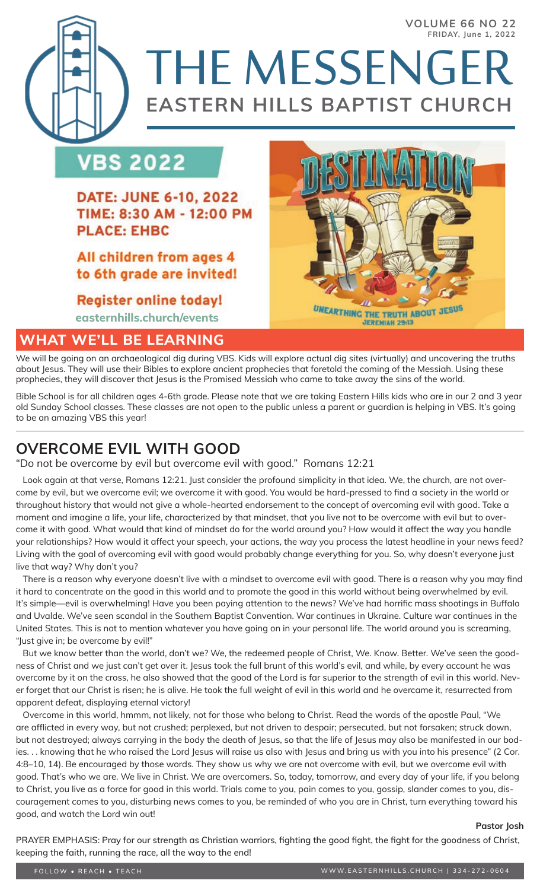# THE MESSENGER

## EASTERN HILLS BAPTIST CHURCH

**VOLUME 66 NO 22**
**FRIDAY, June 1, 2022**

## VBS 2022

**DATE: JUNE 6-10, 2022**
**TIME: 8:30 AM - 12:00 PM**
**PLACE: EHBC**

**All children from ages 4 to 6th grade are invited!**

**Register online today!**
**easternhills.church/events**

DESTINATION DIG

UNEARTHING THE TRUTH ABOUT JESUS
JEREMIAH 29:13

## WHAT WE'LL BE LEARNING

We will be going on an archaeological dig during VBS. Kids will explore actual dig sites (virtually) and uncovering the truths about Jesus. They will use their Bibles to explore ancient prophecies that foretold the coming of the Messiah. Using these prophecies, they will discover that Jesus is the Promised Messiah who came to take away the sins of the world.

Bible School is for all children ages 4-6th grade. Please note that we are taking Eastern Hills kids who are in our 2 and 3 year old Sunday School classes. These classes are not open to the public unless a parent or guardian is helping in VBS. It's going to be an amazing VBS this year!

## OVERCOME EVIL WITH GOOD

"Do not be overcome by evil but overcome evil with good." Romans 12:21

Look again at that verse, Romans 12:21. Just consider the profound simplicity in that idea. We, the church, are not overcome by evil, but we overcome evil; we overcome it with good. You would be hard-pressed to find a society in the world or throughout history that would not give a whole-hearted endorsement to the concept of overcoming evil with good. Take a moment and imagine a life, your life, characterized by that mindset, that you live not to be overcome with evil but to overcome it with good. What would that kind of mindset do for the world around you? How would it affect the way you handle your relationships? How would it affect your speech, your actions, the way you process the latest headline in your news feed? Living with the goal of overcoming evil with good would probably change everything for you. So, why doesn't everyone just live that way? Why don't you?

There is a reason why everyone doesn't live with a mindset to overcome evil with good. There is a reason why you may find it hard to concentrate on the good in this world and to promote the good in this world without being overwhelmed by evil. It's simple—evil is overwhelming! Have you been paying attention to the news? We've had horrific mass shootings in Buffalo and Uvalde. We've seen scandal in the Southern Baptist Convention. War continues in Ukraine. Culture war continues in the United States. This is not to mention whatever you have going on in your personal life. The world around you is screaming, "Just give in; be overcome by evil!"

But we know better than the world, don't we? We, the redeemed people of Christ, We. Know. Better. We've seen the goodness of Christ and we just can't get over it. Jesus took the full brunt of this world's evil, and while, by every account he was overcome by it on the cross, he also showed that the good of the Lord is far superior to the strength of evil in this world. Never forget that our Christ is risen; he is alive. He took the full weight of evil in this world and he overcame it, resurrected from apparent defeat, displaying eternal victory!

Overcome in this world, hmmm, not likely, not for those who belong to Christ. Read the words of the apostle Paul, "We are afflicted in every way, but not crushed; perplexed, but not driven to despair; persecuted, but not forsaken; struck down, but not destroyed; always carrying in the body the death of Jesus, so that the life of Jesus may also be manifested in our bodies. . . knowing that he who raised the Lord Jesus will raise us also with Jesus and bring us with you into his presence" (2 Cor. 4:8–10, 14). Be encouraged by those words. They show us why we are not overcome with evil, but we overcome evil with good. That's who we are. We live in Christ. We are overcomers. So, today, tomorrow, and every day of your life, if you belong to Christ, you live as a force for good in this world. Trials come to you, pain comes to you, gossip, slander comes to you, discouragement comes to you, disturbing news comes to you, be reminded of who you are in Christ, turn everything toward his good, and watch the Lord win out!

**Pastor Josh**

PRAYER EMPHASIS: Pray for our strength as Christian warriors, fighting the good fight, the fight for the goodness of Christ, keeping the faith, running the race, all the way to the end!

FOLLOW • REACH • TEACH    WWW.EASTERNHILLS.CHURCH | 334-272-0604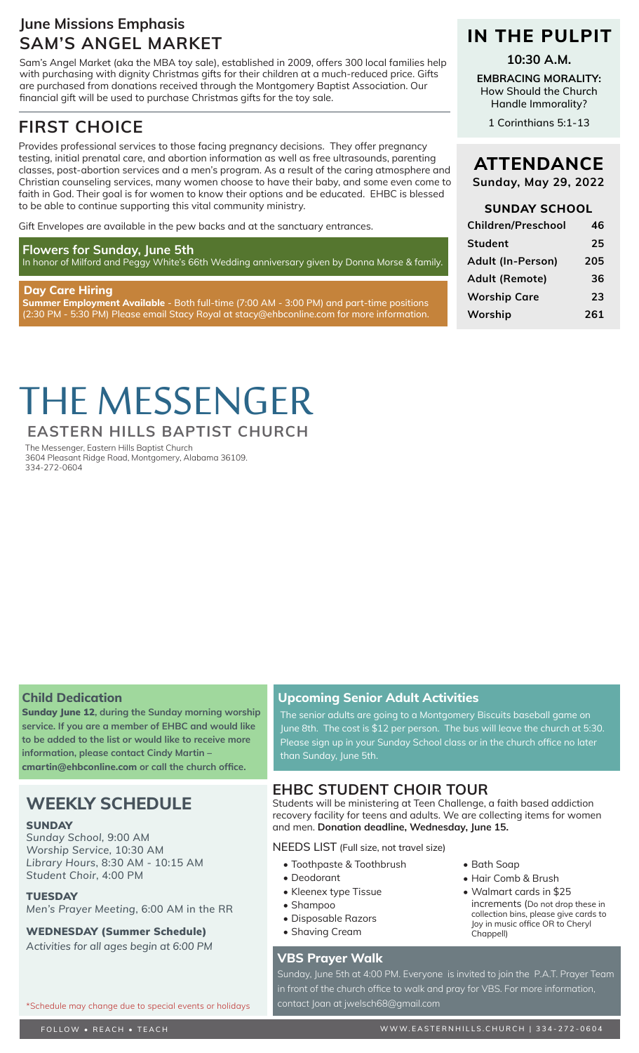## June Missions Emphasis
## SAM'S ANGEL MARKET

Sam's Angel Market (aka the MBA toy sale), established in 2009, offers 300 local families help with purchasing with dignity Christmas gifts for their children at a much-reduced price. Gifts are purchased from donations received through the Montgomery Baptist Association. Our financial gift will be used to purchase Christmas gifts for the toy sale.

## FIRST CHOICE

Provides professional services to those facing pregnancy decisions. They offer pregnancy testing, initial prenatal care, and abortion information as well as free ultrasounds, parenting classes, post-abortion services and a men's program. As a result of the caring atmosphere and Christian counseling services, many women choose to have their baby, and some even come to faith in God. Their goal is for women to know their options and be educated. EHBC is blessed to be able to continue supporting this vital community ministry.

Gift Envelopes are available in the pew backs and at the sanctuary entrances.

### Flowers for Sunday, June 5th

In honor of Milford and Peggy White's 66th Wedding anniversary given by Donna Morse & family.

### Day Care Hiring

**Summer Employment Available** - Both full-time (7:00 AM - 3:00 PM) and part-time positions (2:30 PM - 5:30 PM) Please email Stacy Royal at stacy@ehbconline.com for more information.

## IN THE PULPIT

**10:30 A.M.**

**EMBRACING MORALITY:**
How Should the Church Handle Immorality?

1 Corinthians 5:1-13

## ATTENDANCE

**Sunday, May 29, 2022**

**SUNDAY SCHOOL**

| | |
|---|---|
| Children/Preschool | 46 |
| Student | 25 |
| Adult (In-Person) | 205 |
| Adult (Remote) | 36 |
| Worship Care | 23 |
| Worship | 261 |

# THE MESSENGER

## EASTERN HILLS BAPTIST CHURCH

The Messenger, Eastern Hills Baptist Church
3604 Pleasant Ridge Road, Montgomery, Alabama 36109.
334-272-0604

### Child Dedication

**Sunday June 12, during the Sunday morning worship service. If you are a member of EHBC and would like to be added to the list or would like to receive more information, please contact Cindy Martin – cmartin@ehbconline.com or call the church office.**

## WEEKLY SCHEDULE

**SUNDAY**

*Sunday School, 9:00 AM*
*Worship Service, 10:30 AM*
*Library Hours, 8:30 AM - 10:15 AM*
*Student Choir, 4:00 PM*

**TUESDAY**

*Men's Prayer Meeting, 6:00 AM in the RR*

**WEDNESDAY (Summer Schedule)**

*Activities for all ages begin at 6:00 PM*

*Schedule may change due to special events or holidays

### Upcoming Senior Adult Activities

The senior adults are going to a Montgomery Biscuits baseball game on June 8th. The cost is $12 per person. The bus will leave the church at 5:30. Please sign up in your Sunday School class or in the church office no later than Sunday, June 5th.

## EHBC STUDENT CHOIR TOUR

Students will be ministering at Teen Challenge, a faith based addiction recovery facility for teens and adults. We are collecting items for women and men. **Donation deadline, Wednesday, June 15.**

NEEDS LIST (Full size, not travel size)

- Toothpaste & Toothbrush
- Deodorant
- Kleenex type Tissue
- Shampoo
- Disposable Razors
- Shaving Cream
- Bath Soap
- Hair Comb & Brush
- Walmart cards in $25 increments (Do not drop these in collection bins, please give cards to Joy in music office OR to Cheryl Chappell)

### VBS Prayer Walk

Sunday, June 5th at 4:00 PM. Everyone is invited to join the P.A.T. Prayer Team in front of the church office to walk and pray for VBS. For more information, contact Joan at jwelsch68@gmail.com

FOLLOW • REACH • TEACH

WWW.EASTERNHILLS.CHURCH | 334-272-0604